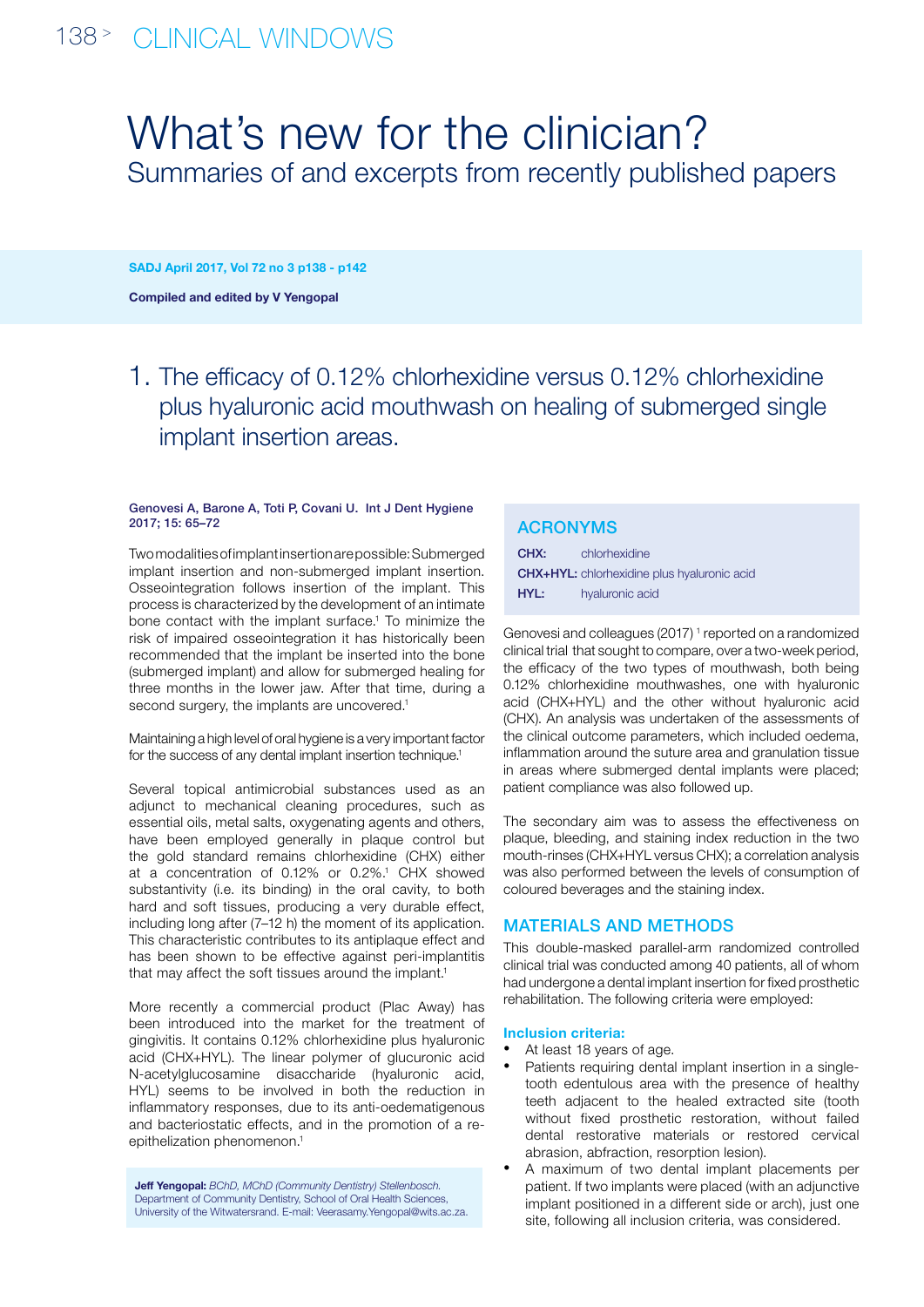# What's new for the clinician?

## Summaries of and excerpts from recently published papers

**SADJ April 2017, Vol 72 no 3 p138 - p142**

**Compiled and edited by V Yengopal**

## 1. The efficacy of 0.12% chlorhexidine versus 0.12% chlorhexidine plus hyaluronic acid mouthwash on healing of submerged single implant insertion areas.

**Genovesi A, Barone A, Toti P, Covani U. Int J Dent Hygiene 2017; 15: 65–72**

Two modalities of implant insertion are possible: Submerged implant insertion and non-submerged implant insertion. Osseointegration follows insertion of the implant. This process is characterized by the development of an intimate bone contact with the implant surface.[1] To minimize the risk of impaired osseointegration it has historically been recommended that the implant be inserted into the bone (submerged implant) and allow for submerged healing for three months in the lower jaw. After that time, during a second surgery, the implants are uncovered.[1]

Maintaining a high level of oral hygiene is a very important factor for the success of any dental implant insertion technique.[1]

Several topical antimicrobial substances used as an adjunct to mechanical cleaning procedures, such as essential oils, metal salts, oxygenating agents and others, have been employed generally in plaque control but the gold standard remains chlorhexidine (CHX) either at a concentration of 0.12% or 0.2%.[1] CHX showed substantivity (i.e. its binding) in the oral cavity, to both hard and soft tissues, producing a very durable effect, including long after (7–12 h) the moment of its application. This characteristic contributes to its antiplaque effect and has been shown to be effective against peri-implantitis that may affect the soft tissues around the implant.[1]

More recently a commercial product (Plac Away) has been introduced into the market for the treatment of gingivitis. It contains 0.12% chlorhexidine plus hyaluronic acid (CHX+HYL). The linear polymer of glucuronic acid N-acetylglucosamine disaccharide (hyaluronic acid, HYL) seems to be involved in both the reduction in inflammatory responses, due to its anti-oedematigenous and bacteriostatic effects, and in the promotion of a re-epithelization phenomenon.[1]

**Jeff Yengopal:** *BChD, MChD (Community Dentistry) Stellenbosch.* Department of Community Dentistry, School of Oral Health Sciences, University of the Witwatersrand. E-mail: Veerasamy.Yengopal@wits.ac.za.

### ACRONYMS

**CHX:** chlorhexidine
**CHX+HYL:** chlorhexidine plus hyaluronic acid
**HYL:** hyaluronic acid

Genovesi and colleagues (2017) [1] reported on a randomized clinical trial that sought to compare, over a two-week period, the efficacy of the two types of mouthwash, both being 0.12% chlorhexidine mouthwashes, one with hyaluronic acid (CHX+HYL) and the other without hyaluronic acid (CHX). An analysis was undertaken of the assessments of the clinical outcome parameters, which included oedema, inflammation around the suture area and granulation tissue in areas where submerged dental implants were placed; patient compliance was also followed up.

The secondary aim was to assess the effectiveness on plaque, bleeding, and staining index reduction in the two mouth-rinses (CHX+HYL versus CHX); a correlation analysis was also performed between the levels of consumption of coloured beverages and the staining index.

### MATERIALS AND METHODS

This double-masked parallel-arm randomized controlled clinical trial was conducted among 40 patients, all of whom had undergone a dental implant insertion for fixed prosthetic rehabilitation. The following criteria were employed:

**Inclusion criteria:**

- At least 18 years of age.
- Patients requiring dental implant insertion in a single-tooth edentulous area with the presence of healthy teeth adjacent to the healed extracted site (tooth without fixed prosthetic restoration, without failed dental restorative materials or restored cervical abrasion, abfraction, resorption lesion).
- A maximum of two dental implant placements per patient. If two implants were placed (with an adjunctive implant positioned in a different side or arch), just one site, following all inclusion criteria, was considered.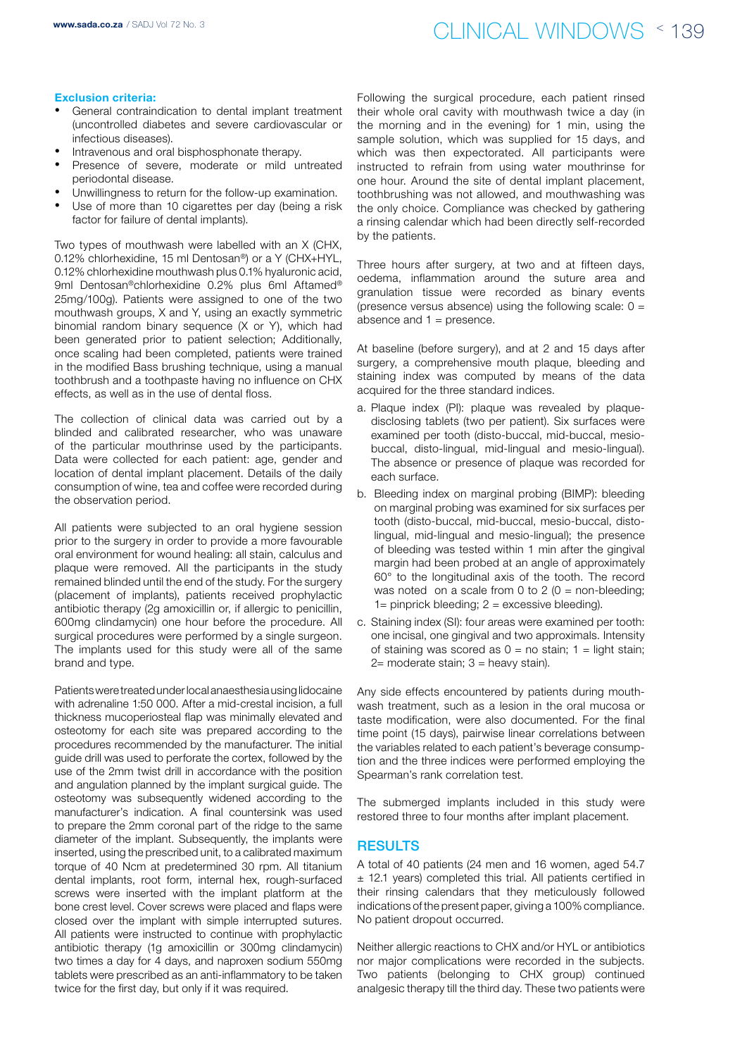**Exclusion criteria:**

- General contraindication to dental implant treatment (uncontrolled diabetes and severe cardiovascular or infectious diseases).
- Intravenous and oral bisphosphonate therapy.
- Presence of severe, moderate or mild untreated periodontal disease.
- Unwillingness to return for the follow-up examination.
- Use of more than 10 cigarettes per day (being a risk factor for failure of dental implants).

Two types of mouthwash were labelled with an X (CHX, 0.12% chlorhexidine, 15 ml Dentosan®) or a Y (CHX+HYL, 0.12% chlorhexidine mouthwash plus 0.1% hyaluronic acid, 9ml Dentosan®chlorhexidine 0.2% plus 6ml Aftamed® 25mg/100g). Patients were assigned to one of the two mouthwash groups, X and Y, using an exactly symmetric binomial random binary sequence (X or Y), which had been generated prior to patient selection; Additionally, once scaling had been completed, patients were trained in the modified Bass brushing technique, using a manual toothbrush and a toothpaste having no influence on CHX effects, as well as in the use of dental floss.

The collection of clinical data was carried out by a blinded and calibrated researcher, who was unaware of the particular mouthrinse used by the participants. Data were collected for each patient: age, gender and location of dental implant placement. Details of the daily consumption of wine, tea and coffee were recorded during the observation period.

All patients were subjected to an oral hygiene session prior to the surgery in order to provide a more favourable oral environment for wound healing: all stain, calculus and plaque were removed. All the participants in the study remained blinded until the end of the study. For the surgery (placement of implants), patients received prophylactic antibiotic therapy (2g amoxicillin or, if allergic to penicillin, 600mg clindamycin) one hour before the procedure. All surgical procedures were performed by a single surgeon. The implants used for this study were all of the same brand and type.

Patients were treated under local anaesthesia using lidocaine with adrenaline 1:50 000. After a mid-crestal incision, a full thickness mucoperiosteal flap was minimally elevated and osteotomy for each site was prepared according to the procedures recommended by the manufacturer. The initial guide drill was used to perforate the cortex, followed by the use of the 2mm twist drill in accordance with the position and angulation planned by the implant surgical guide. The osteotomy was subsequently widened according to the manufacturer's indication. A final countersink was used to prepare the 2mm coronal part of the ridge to the same diameter of the implant. Subsequently, the implants were inserted, using the prescribed unit, to a calibrated maximum torque of 40 Ncm at predetermined 30 rpm. All titanium dental implants, root form, internal hex, rough-surfaced screws were inserted with the implant platform at the bone crest level. Cover screws were placed and flaps were closed over the implant with simple interrupted sutures. All patients were instructed to continue with prophylactic antibiotic therapy (1g amoxicillin or 300mg clindamycin) two times a day for 4 days, and naproxen sodium 550mg tablets were prescribed as an anti-inflammatory to be taken twice for the first day, but only if it was required.

Following the surgical procedure, each patient rinsed their whole oral cavity with mouthwash twice a day (in the morning and in the evening) for 1 min, using the sample solution, which was supplied for 15 days, and which was then expectorated. All participants were instructed to refrain from using water mouthrinse for one hour. Around the site of dental implant placement, toothbrushing was not allowed, and mouthwashing was the only choice. Compliance was checked by gathering a rinsing calendar which had been directly self-recorded by the patients.

Three hours after surgery, at two and at fifteen days, oedema, inflammation around the suture area and granulation tissue were recorded as binary events (presence versus absence) using the following scale: 0 = absence and 1 = presence.

At baseline (before surgery), and at 2 and 15 days after surgery, a comprehensive mouth plaque, bleeding and staining index was computed by means of the data acquired for the three standard indices.

a. Plaque index (PI): plaque was revealed by plaque-disclosing tablets (two per patient). Six surfaces were examined per tooth (disto-buccal, mid-buccal, mesio-buccal, disto-lingual, mid-lingual and mesio-lingual). The absence or presence of plaque was recorded for each surface.
b. Bleeding index on marginal probing (BIMP): bleeding on marginal probing was examined for six surfaces per tooth (disto-buccal, mid-buccal, mesio-buccal, disto-lingual, mid-lingual and mesio-lingual); the presence of bleeding was tested within 1 min after the gingival margin had been probed at an angle of approximately 60° to the longitudinal axis of the tooth. The record was noted on a scale from 0 to 2 (0 = non-bleeding; 1= pinprick bleeding; 2 = excessive bleeding).
c. Staining index (SI): four areas were examined per tooth: one incisal, one gingival and two approximals. Intensity of staining was scored as 0 = no stain; 1 = light stain; 2= moderate stain; 3 = heavy stain).

Any side effects encountered by patients during mouthwash treatment, such as a lesion in the oral mucosa or taste modification, were also documented. For the final time point (15 days), pairwise linear correlations between the variables related to each patient's beverage consumption and the three indices were performed employing the Spearman's rank correlation test.

The submerged implants included in this study were restored three to four months after implant placement.

## RESULTS

A total of 40 patients (24 men and 16 women, aged 54.7 ± 12.1 years) completed this trial. All patients certified in their rinsing calendars that they meticulously followed indications of the present paper, giving a 100% compliance. No patient dropout occurred.

Neither allergic reactions to CHX and/or HYL or antibiotics nor major complications were recorded in the subjects. Two patients (belonging to CHX group) continued analgesic therapy till the third day. These two patients were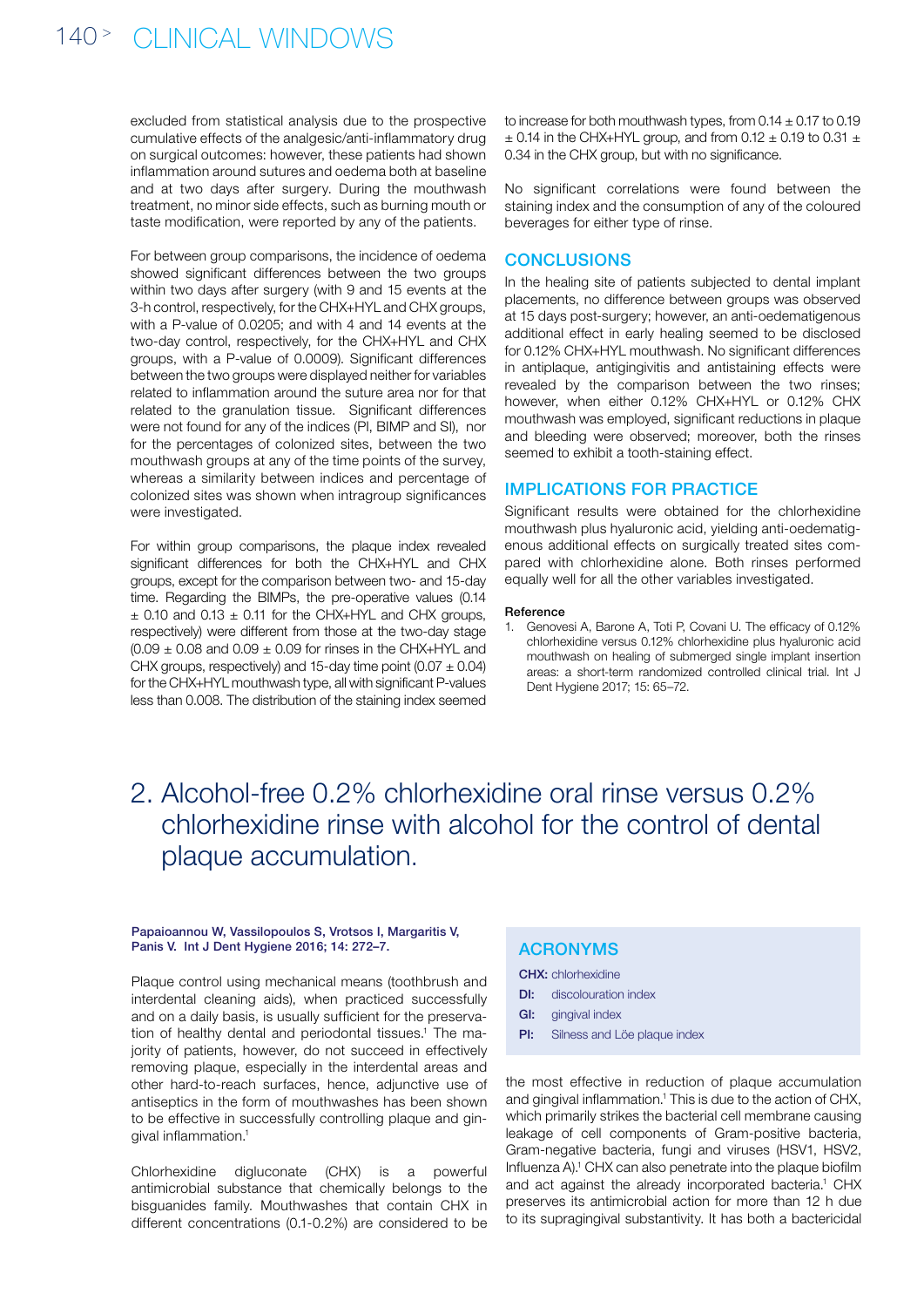excluded from statistical analysis due to the prospective cumulative effects of the analgesic/anti-inflammatory drug on surgical outcomes: however, these patients had shown inflammation around sutures and oedema both at baseline and at two days after surgery. During the mouthwash treatment, no minor side effects, such as burning mouth or taste modification, were reported by any of the patients.

For between group comparisons, the incidence of oedema showed significant differences between the two groups within two days after surgery (with 9 and 15 events at the 3-h control, respectively, for the CHX+HYL and CHX groups, with a P-value of 0.0205; and with 4 and 14 events at the two-day control, respectively, for the CHX+HYL and CHX groups, with a P-value of 0.0009). Significant differences between the two groups were displayed neither for variables related to inflammation around the suture area nor for that related to the granulation tissue. Significant differences were not found for any of the indices (PI, BIMP and SI), nor for the percentages of colonized sites, between the two mouthwash groups at any of the time points of the survey, whereas a similarity between indices and percentage of colonized sites was shown when intragroup significances were investigated.

For within group comparisons, the plaque index revealed significant differences for both the CHX+HYL and CHX groups, except for the comparison between two- and 15-day time. Regarding the BIMPs, the pre-operative values (0.14 ± 0.10 and 0.13 ± 0.11 for the CHX+HYL and CHX groups, respectively) were different from those at the two-day stage (0.09 ± 0.08 and 0.09 ± 0.09 for rinses in the CHX+HYL and CHX groups, respectively) and 15-day time point (0.07 ± 0.04) for the CHX+HYL mouthwash type, all with significant P-values less than 0.008. The distribution of the staining index seemed to increase for both mouthwash types, from 0.14 ± 0.17 to 0.19 ± 0.14 in the CHX+HYL group, and from 0.12 ± 0.19 to 0.31 ± 0.34 in the CHX group, but with no significance.

No significant correlations were found between the staining index and the consumption of any of the coloured beverages for either type of rinse.

## CONCLUSIONS

In the healing site of patients subjected to dental implant placements, no difference between groups was observed at 15 days post-surgery; however, an anti-oedematigenous additional effect in early healing seemed to be disclosed for 0.12% CHX+HYL mouthwash. No significant differences in antiplaque, antigingivitis and antistaining effects were revealed by the comparison between the two rinses; however, when either 0.12% CHX+HYL or 0.12% CHX mouthwash was employed, significant reductions in plaque and bleeding were observed; moreover, both the rinses seemed to exhibit a tooth-staining effect.

## IMPLICATIONS FOR PRACTICE

Significant results were obtained for the chlorhexidine mouthwash plus hyaluronic acid, yielding anti-oedematigenous additional effects on surgically treated sites compared with chlorhexidine alone. Both rinses performed equally well for all the other variables investigated.

**Reference**

1. Genovesi A, Barone A, Toti P, Covani U. The efficacy of 0.12% chlorhexidine versus 0.12% chlorhexidine plus hyaluronic acid mouthwash on healing of submerged single implant insertion areas: a short-term randomized controlled clinical trial. Int J Dent Hygiene 2017; 15: 65–72.

# 2. Alcohol-free 0.2% chlorhexidine oral rinse versus 0.2% chlorhexidine rinse with alcohol for the control of dental plaque accumulation.

**Papaioannou W, Vassilopoulos S, Vrotsos I, Margaritis V, Panis V. Int J Dent Hygiene 2016; 14: 272–7.**

Plaque control using mechanical means (toothbrush and interdental cleaning aids), when practiced successfully and on a daily basis, is usually sufficient for the preservation of healthy dental and periodontal tissues.[1] The majority of patients, however, do not succeed in effectively removing plaque, especially in the interdental areas and other hard-to-reach surfaces, hence, adjunctive use of antiseptics in the form of mouthwashes has been shown to be effective in successfully controlling plaque and gingival inflammation.[1]

Chlorhexidine digluconate (CHX) is a powerful antimicrobial substance that chemically belongs to the bisguanides family. Mouthwashes that contain CHX in different concentrations (0.1-0.2%) are considered to be the most effective in reduction of plaque accumulation and gingival inflammation.[1] This is due to the action of CHX, which primarily strikes the bacterial cell membrane causing leakage of cell components of Gram-positive bacteria, Gram-negative bacteria, fungi and viruses (HSV1, HSV2, Influenza A).[1] CHX can also penetrate into the plaque biofilm and act against the already incorporated bacteria.[1] CHX preserves its antimicrobial action for more than 12 h due to its supragingival substantivity. It has both a bactericidal

## ACRONYMS

- **CHX:** chlorhexidine
- **DI:** discolouration index
- **GI:** gingival index
- **PI:** Silness and Löe plaque index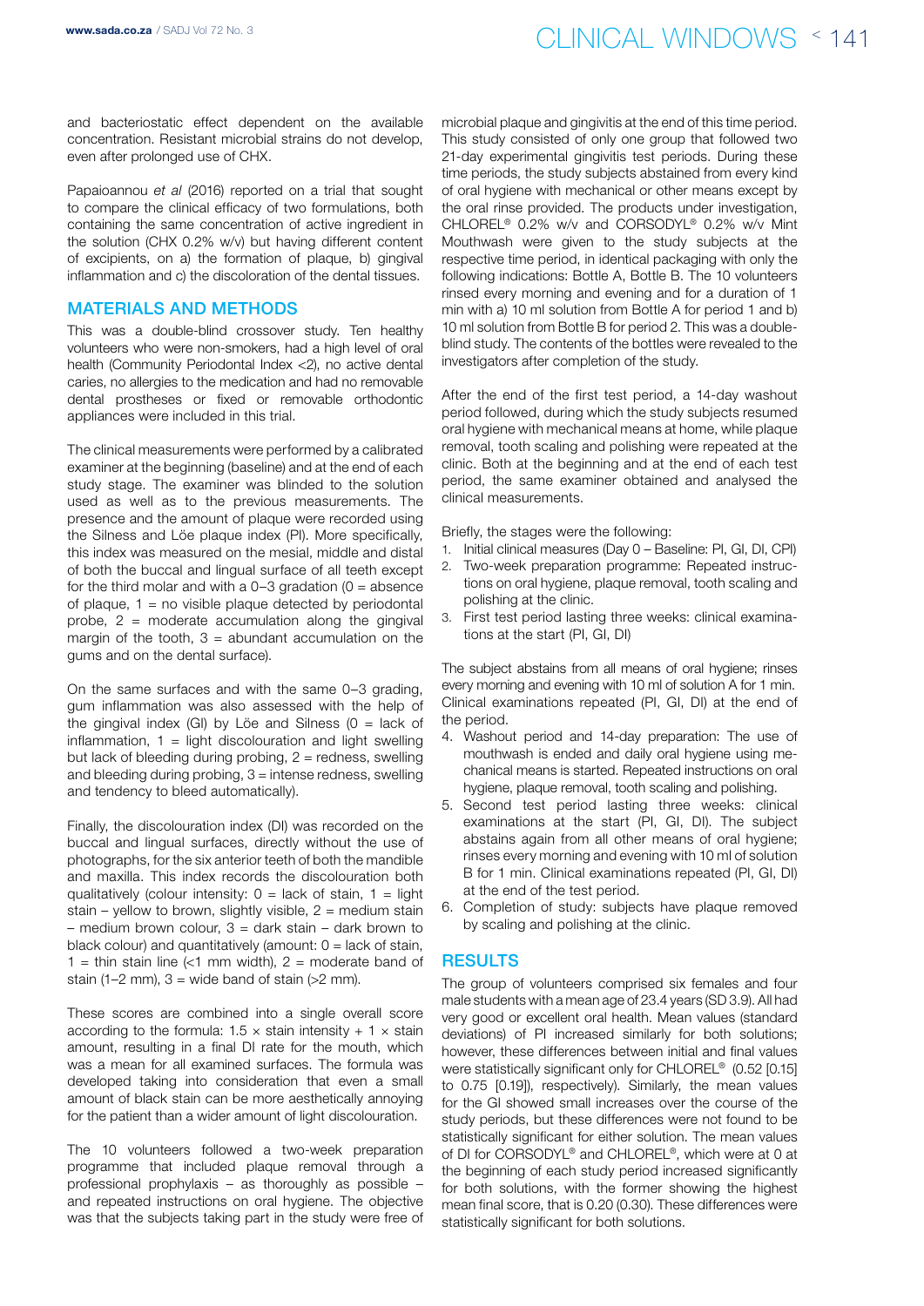and bacteriostatic effect dependent on the available concentration. Resistant microbial strains do not develop, even after prolonged use of CHX.

Papaioannou *et al* (2016) reported on a trial that sought to compare the clinical efficacy of two formulations, both containing the same concentration of active ingredient in the solution (CHX 0.2% w/v) but having different content of excipients, on a) the formation of plaque, b) gingival inflammation and c) the discoloration of the dental tissues.

## MATERIALS AND METHODS

This was a double-blind crossover study. Ten healthy volunteers who were non-smokers, had a high level of oral health (Community Periodontal Index <2), no active dental caries, no allergies to the medication and had no removable dental prostheses or fixed or removable orthodontic appliances were included in this trial.

The clinical measurements were performed by a calibrated examiner at the beginning (baseline) and at the end of each study stage. The examiner was blinded to the solution used as well as to the previous measurements. The presence and the amount of plaque were recorded using the Silness and Löe plaque index (PI). More specifically, this index was measured on the mesial, middle and distal of both the buccal and lingual surface of all teeth except for the third molar and with a 0–3 gradation (0 = absence of plaque, 1 = no visible plaque detected by periodontal probe, 2 = moderate accumulation along the gingival margin of the tooth, 3 = abundant accumulation on the gums and on the dental surface).

On the same surfaces and with the same 0–3 grading, gum inflammation was also assessed with the help of the gingival index (GI) by Löe and Silness (0 = lack of inflammation, 1 = light discolouration and light swelling but lack of bleeding during probing, 2 = redness, swelling and bleeding during probing, 3 = intense redness, swelling and tendency to bleed automatically).

Finally, the discolouration index (DI) was recorded on the buccal and lingual surfaces, directly without the use of photographs, for the six anterior teeth of both the mandible and maxilla. This index records the discolouration both qualitatively (colour intensity: 0 = lack of stain, 1 = light stain – yellow to brown, slightly visible, 2 = medium stain – medium brown colour, 3 = dark stain – dark brown to black colour) and quantitatively (amount: 0 = lack of stain, 1 = thin stain line (<1 mm width), 2 = moderate band of stain (1–2 mm), 3 = wide band of stain (>2 mm).

These scores are combined into a single overall score according to the formula: $1.5 \times$ stain intensity + $1 \times$ stain amount, resulting in a final DI rate for the mouth, which was a mean for all examined surfaces. The formula was developed taking into consideration that even a small amount of black stain can be more aesthetically annoying for the patient than a wider amount of light discolouration.

The 10 volunteers followed a two-week preparation programme that included plaque removal through a professional prophylaxis – as thoroughly as possible – and repeated instructions on oral hygiene. The objective was that the subjects taking part in the study were free of microbial plaque and gingivitis at the end of this time period. This study consisted of only one group that followed two 21-day experimental gingivitis test periods. During these time periods, the study subjects abstained from every kind of oral hygiene with mechanical or other means except by the oral rinse provided. The products under investigation, CHLOREL® 0.2% w/v and CORSODYL® 0.2% w/v Mint Mouthwash were given to the study subjects at the respective time period, in identical packaging with only the following indications: Bottle A, Bottle B. The 10 volunteers rinsed every morning and evening and for a duration of 1 min with a) 10 ml solution from Bottle A for period 1 and b) 10 ml solution from Bottle B for period 2. This was a double-blind study. The contents of the bottles were revealed to the investigators after completion of the study.

After the end of the first test period, a 14-day washout period followed, during which the study subjects resumed oral hygiene with mechanical means at home, while plaque removal, tooth scaling and polishing were repeated at the clinic. Both at the beginning and at the end of each test period, the same examiner obtained and analysed the clinical measurements.

Briefly, the stages were the following:

1. Initial clinical measures (Day 0 – Baseline: PI, GI, DI, CPI)
2. Two-week preparation programme: Repeated instructions on oral hygiene, plaque removal, tooth scaling and polishing at the clinic.
3. First test period lasting three weeks: clinical examinations at the start (PI, GI, DI)

The subject abstains from all means of oral hygiene; rinses every morning and evening with 10 ml of solution A for 1 min. Clinical examinations repeated (PI, GI, DI) at the end of the period.

4. Washout period and 14-day preparation: The use of mouthwash is ended and daily oral hygiene using mechanical means is started. Repeated instructions on oral hygiene, plaque removal, tooth scaling and polishing.
5. Second test period lasting three weeks: clinical examinations at the start (PI, GI, DI). The subject abstains again from all other means of oral hygiene; rinses every morning and evening with 10 ml of solution B for 1 min. Clinical examinations repeated (PI, GI, DI) at the end of the test period.
6. Completion of study: subjects have plaque removed by scaling and polishing at the clinic.

## RESULTS

The group of volunteers comprised six females and four male students with a mean age of 23.4 years (SD 3.9). All had very good or excellent oral health. Mean values (standard deviations) of PI increased similarly for both solutions; however, these differences between initial and final values were statistically significant only for CHLOREL® (0.52 [0.15] to 0.75 [0.19]), respectively). Similarly, the mean values for the GI showed small increases over the course of the study periods, but these differences were not found to be statistically significant for either solution. The mean values of DI for CORSODYL® and CHLOREL®, which were at 0 at the beginning of each study period increased significantly for both solutions, with the former showing the highest mean final score, that is 0.20 (0.30). These differences were statistically significant for both solutions.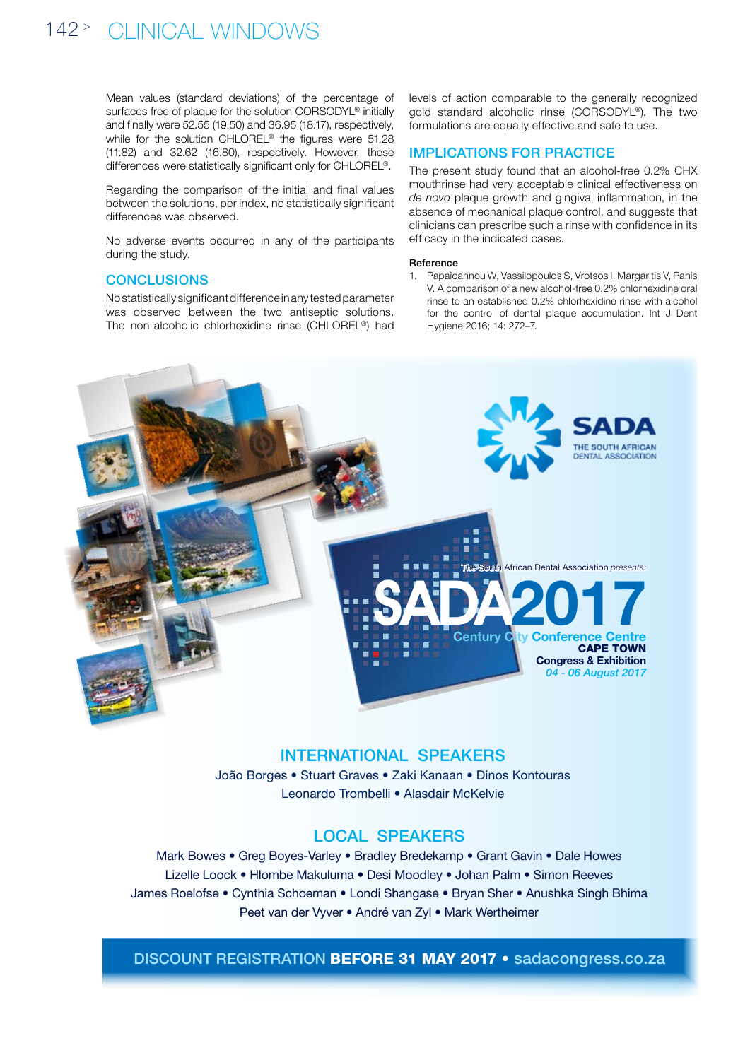Mean values (standard deviations) of the percentage of surfaces free of plaque for the solution CORSODYL® initially and finally were 52.55 (19.50) and 36.95 (18.17), respectively, while for the solution CHLOREL® the figures were 51.28 (11.82) and 32.62 (16.80), respectively. However, these differences were statistically significant only for CHLOREL®.

Regarding the comparison of the initial and final values between the solutions, per index, no statistically significant differences was observed.

No adverse events occurred in any of the participants during the study.

## CONCLUSIONS

No statistically significant difference in any tested parameter was observed between the two antiseptic solutions. The non-alcoholic chlorhexidine rinse (CHLOREL®) had levels of action comparable to the generally recognized gold standard alcoholic rinse (CORSODYL®). The two formulations are equally effective and safe to use.

## IMPLICATIONS FOR PRACTICE

The present study found that an alcohol-free 0.2% CHX mouthrinse had very acceptable clinical effectiveness on *de novo* plaque growth and gingival inflammation, in the absence of mechanical plaque control, and suggests that clinicians can prescribe such a rinse with confidence in its efficacy in the indicated cases.

### Reference

1. Papaioannou W, Vassilopoulos S, Vrotsos I, Margaritis V, Panis V. A comparison of a new alcohol-free 0.2% chlorhexidine oral rinse to an established 0.2% chlorhexidine rinse with alcohol for the control of dental plaque accumulation. Int J Dent Hygiene 2016; 14: 272–7.

SADA
THE SOUTH AFRICAN DENTAL ASSOCIATION

The South African Dental Association *presents:*

**SADA2017**

Century City Conference Centre
**CAPE TOWN**
**Congress & Exhibition**
*04 - 06 August 2017*

## INTERNATIONAL SPEAKERS

João Borges • Stuart Graves • Zaki Kanaan • Dinos Kontouras
Leonardo Trombelli • Alasdair McKelvie

## LOCAL SPEAKERS

Mark Bowes • Greg Boyes-Varley • Bradley Bredekamp • Grant Gavin • Dale Howes
Lizelle Loock • Hlombe Makuluma • Desi Moodley • Johan Palm • Simon Reeves
James Roelofse • Cynthia Schoeman • Londi Shangase • Bryan Sher • Anushka Singh Bhima
Peet van der Vyver • André van Zyl • Mark Wertheimer

DISCOUNT REGISTRATION **BEFORE 31 MAY 2017** • sadacongress.co.za